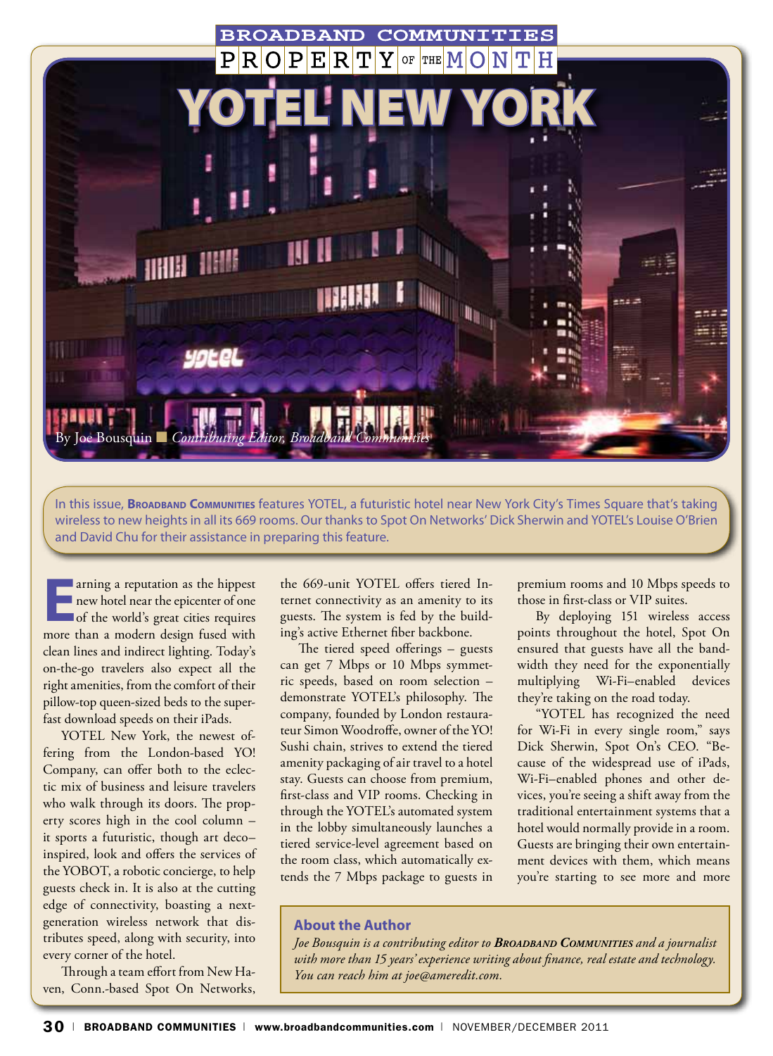BROADBAND COMMUNITIES

PROPERTY OF THE MONTH

# YOTEL NEW YORK

By Joe Bousquin ■ *Contributing Editor, Broadband Communities*

In this issue, **Broadband Communities** features YOTEL, a futuristic hotel near New York City's Times Square that's taking wireless to new heights in all its 669 rooms. Our thanks to Spot On Networks' Dick Sherwin and YOTEL's Louise O'Brien and David Chu for their assistance in preparing this feature.

Earning a reputation as the hippest new hotel near the epicenter of one of the world's great cities requires more than a modern design fused with clean lines and indirect lighting. Today's on-the-go travelers also expect all the right amenities, from the comfort of their pillow-top queen-sized beds to the super-fast download speeds on their iPads.

YOTEL New York, the newest offering from the London-based YO! Company, can offer both to the eclectic mix of business and leisure travelers who walk through its doors. The property scores high in the cool column – it sports a futuristic, though art deco–inspired, look and offers the services of the YOBOT, a robotic concierge, to help guests check in. It is also at the cutting edge of connectivity, boasting a next-generation wireless network that distributes speed, along with security, into every corner of the hotel.

Through a team effort from New Haven, Conn.-based Spot On Networks, the 669-unit YOTEL offers tiered Internet connectivity as an amenity to its guests. The system is fed by the building's active Ethernet fiber backbone.

The tiered speed offerings – guests can get 7 Mbps or 10 Mbps symmetric speeds, based on room selection – demonstrate YOTEL's philosophy. The company, founded by London restaurateur Simon Woodroffe, owner of the YO! Sushi chain, strives to extend the tiered amenity packaging of air travel to a hotel stay. Guests can choose from premium, first-class and VIP rooms. Checking in through the YOTEL's automated system in the lobby simultaneously launches a tiered service-level agreement based on the room class, which automatically extends the 7 Mbps package to guests in premium rooms and 10 Mbps speeds to those in first-class or VIP suites.

By deploying 151 wireless access points throughout the hotel, Spot On ensured that guests have all the bandwidth they need for the exponentially multiplying Wi-Fi–enabled devices they're taking on the road today.

"YOTEL has recognized the need for Wi-Fi in every single room," says Dick Sherwin, Spot On's CEO. "Because of the widespread use of iPads, Wi-Fi–enabled phones and other devices, you're seeing a shift away from the traditional entertainment systems that a hotel would normally provide in a room. Guests are bringing their own entertainment devices with them, which means you're starting to see more and more

### About the Author

*Joe Bousquin is a contributing editor to **Broadband Communities** and a journalist with more than 15 years' experience writing about finance, real estate and technology. You can reach him at joe@ameredit.com.*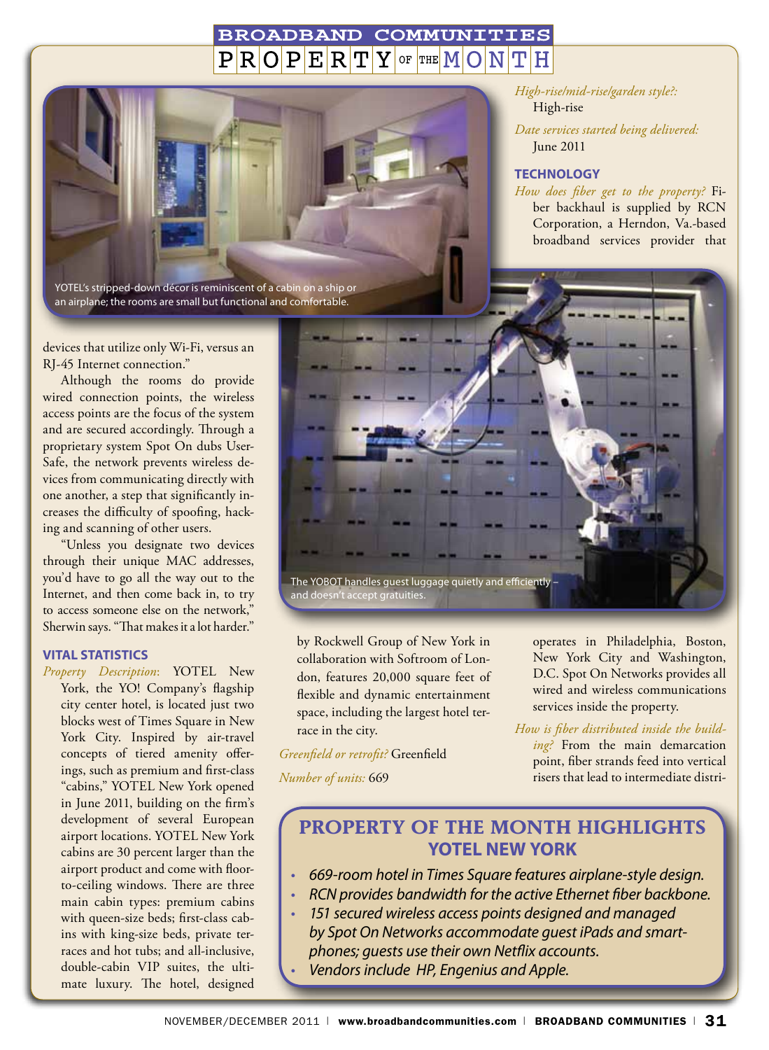# BROADBAND COMMUNITIES PROPERTY OF THE MONTH

YOTEL's stripped-down décor is reminiscent of a cabin on a ship or an airplane; the rooms are small but functional and comfortable.

devices that utilize only Wi-Fi, versus an RJ-45 Internet connection."

Although the rooms do provide wired connection points, the wireless access points are the focus of the system and are secured accordingly. Through a proprietary system Spot On dubs User-Safe, the network prevents wireless devices from communicating directly with one another, a step that significantly increases the difficulty of spoofing, hacking and scanning of other users.

"Unless you designate two devices through their unique MAC addresses, you'd have to go all the way out to the Internet, and then come back in, to try to access someone else on the network," Sherwin says. "That makes it a lot harder."

## VITAL STATISTICS

*Property Description:* YOTEL New York, the YO! Company's flagship city center hotel, is located just two blocks west of Times Square in New York City. Inspired by air-travel concepts of tiered amenity offerings, such as premium and first-class "cabins," YOTEL New York opened in June 2011, building on the firm's development of several European airport locations. YOTEL New York cabins are 30 percent larger than the airport product and come with floor-to-ceiling windows. There are three main cabin types: premium cabins with queen-size beds; first-class cabins with king-size beds, private terraces and hot tubs; and all-inclusive, double-cabin VIP suites, the ultimate luxury. The hotel, designed by Rockwell Group of New York in collaboration with Softroom of London, features 20,000 square feet of flexible and dynamic entertainment space, including the largest hotel terrace in the city.

*Greenfield or retrofit?* Greenfield

*Number of units:* 669

*High-rise/mid-rise/garden style?:* High-rise

*Date services started being delivered:* June 2011

## TECHNOLOGY

*How does fiber get to the property?* Fiber backhaul is supplied by RCN Corporation, a Herndon, Va.-based broadband services provider that operates in Philadelphia, Boston, New York City and Washington, D.C. Spot On Networks provides all wired and wireless communications services inside the property.

*How is fiber distributed inside the building?* From the main demarcation point, fiber strands feed into vertical risers that lead to intermediate distri-

The YOBOT handles guest luggage quietly and efficiently – and doesn't accept gratuities.

## PROPERTY OF THE MONTH HIGHLIGHTS
### YOTEL NEW YORK

- *669-room hotel in Times Square features airplane-style design.*
- *RCN provides bandwidth for the active Ethernet fiber backbone.*
- *151 secured wireless access points designed and managed by Spot On Networks accommodate guest iPads and smartphones; guests use their own Netflix accounts.*
- *Vendors include HP, Engenius and Apple.*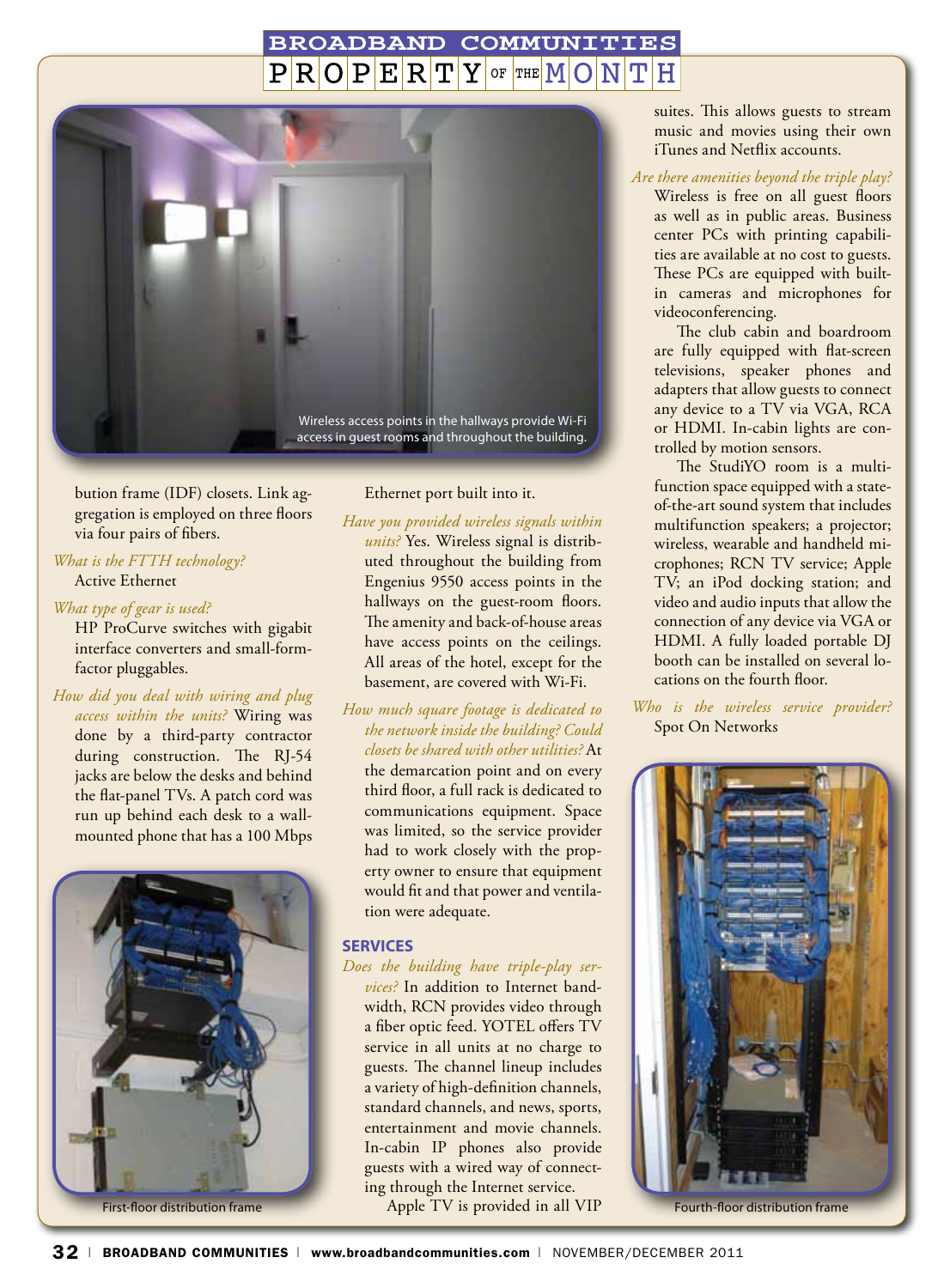Wireless access points in the hallways provide Wi-Fi access in guest rooms and throughout the building.

bution frame (IDF) closets. Link aggregation is employed on three floors via four pairs of fibers.

*What is the FTTH technology?*
Active Ethernet

*What type of gear is used?*
HP ProCurve switches with gigabit interface converters and small-form-factor pluggables.

*How did you deal with wiring and plug access within the units?* Wiring was done by a third-party contractor during construction. The RJ-54 jacks are below the desks and behind the flat-panel TVs. A patch cord was run up behind each desk to a wall-mounted phone that has a 100 Mbps Ethernet port built into it.

*Have you provided wireless signals within units?* Yes. Wireless signal is distributed throughout the building from Engenius 9550 access points in the hallways on the guest-room floors. The amenity and back-of-house areas have access points on the ceilings. All areas of the hotel, except for the basement, are covered with Wi-Fi.

*How much square footage is dedicated to the network inside the building? Could closets be shared with other utilities?* At the demarcation point and on every third floor, a full rack is dedicated to communications equipment. Space was limited, so the service provider had to work closely with the property owner to ensure that equipment would fit and that power and ventilation were adequate.

First-floor distribution frame

## SERVICES

*Does the building have triple-play services?* In addition to Internet bandwidth, RCN provides video through a fiber optic feed. YOTEL offers TV service in all units at no charge to guests. The channel lineup includes a variety of high-definition channels, standard channels, and news, sports, entertainment and movie channels. In-cabin IP phones also provide guests with a wired way of connecting through the Internet service.

Apple TV is provided in all VIP suites. This allows guests to stream music and movies using their own iTunes and Netflix accounts.

*Are there amenities beyond the triple play?*
Wireless is free on all guest floors as well as in public areas. Business center PCs with printing capabilities are available at no cost to guests. These PCs are equipped with built-in cameras and microphones for videoconferencing.

The club cabin and boardroom are fully equipped with flat-screen televisions, speaker phones and adapters that allow guests to connect any device to a TV via VGA, RCA or HDMI. In-cabin lights are controlled by motion sensors.

The StudiYO room is a multifunction space equipped with a state-of-the-art sound system that includes multifunction speakers; a projector; wireless, wearable and handheld microphones; RCN TV service; Apple TV; an iPod docking station; and video and audio inputs that allow the connection of any device via VGA or HDMI. A fully loaded portable DJ booth can be installed on several locations on the fourth floor.

*Who is the wireless service provider?*
Spot On Networks

Fourth-floor distribution frame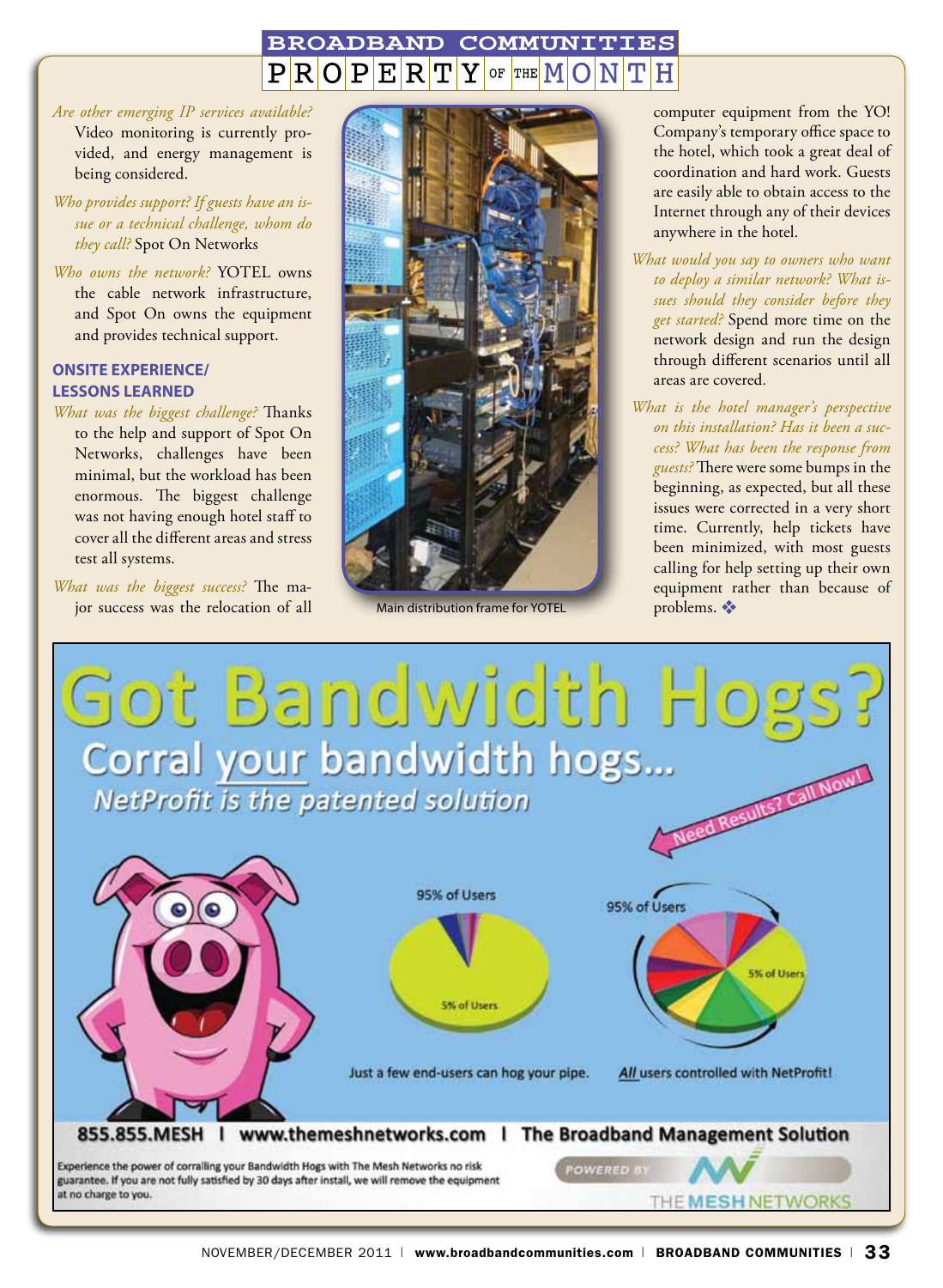*Are other emerging IP services available?* Video monitoring is currently provided, and energy management is being considered.

*Who provides support? If guests have an issue or a technical challenge, whom do they call?* Spot On Networks

*Who owns the network?* YOTEL owns the cable network infrastructure, and Spot On owns the equipment and provides technical support.

### ONSITE EXPERIENCE/ LESSONS LEARNED

*What was the biggest challenge?* Thanks to the help and support of Spot On Networks, challenges have been minimal, but the workload has been enormous. The biggest challenge was not having enough hotel staff to cover all the different areas and stress test all systems.

*What was the biggest success?* The major success was the relocation of all computer equipment from the YO! Company's temporary office space to the hotel, which took a great deal of coordination and hard work. Guests are easily able to obtain access to the Internet through any of their devices anywhere in the hotel.

Main distribution frame for YOTEL

*What would you say to owners who want to deploy a similar network? What issues should they consider before they get started?* Spend more time on the network design and run the design through different scenarios until all areas are covered.

*What is the hotel manager's perspective on this installation? Has it been a success? What has been the response from guests?* There were some bumps in the beginning, as expected, but all these issues were corrected in a very short time. Currently, help tickets have been minimized, with most guests calling for help setting up their own equipment rather than because of problems. ❖

# Got Bandwidth Hogs?

## Corral your bandwidth hogs...

*NetProfit is the patented solution*

Need Results? Call Now!

95% of Users

5% of Users

Just a few end-users can hog your pipe.

95% of Users

5% of Users

*All* users controlled with NetProfit!

855.855.MESH | www.themeshnetworks.com | The Broadband Management Solution

Experience the power of corralling your Bandwidth Hogs with The Mesh Networks no risk guarantee. If you are not fully satisfied by 30 days after install, we will remove the equipment at no charge to you.

POWERED BY THE MESH NETWORKS